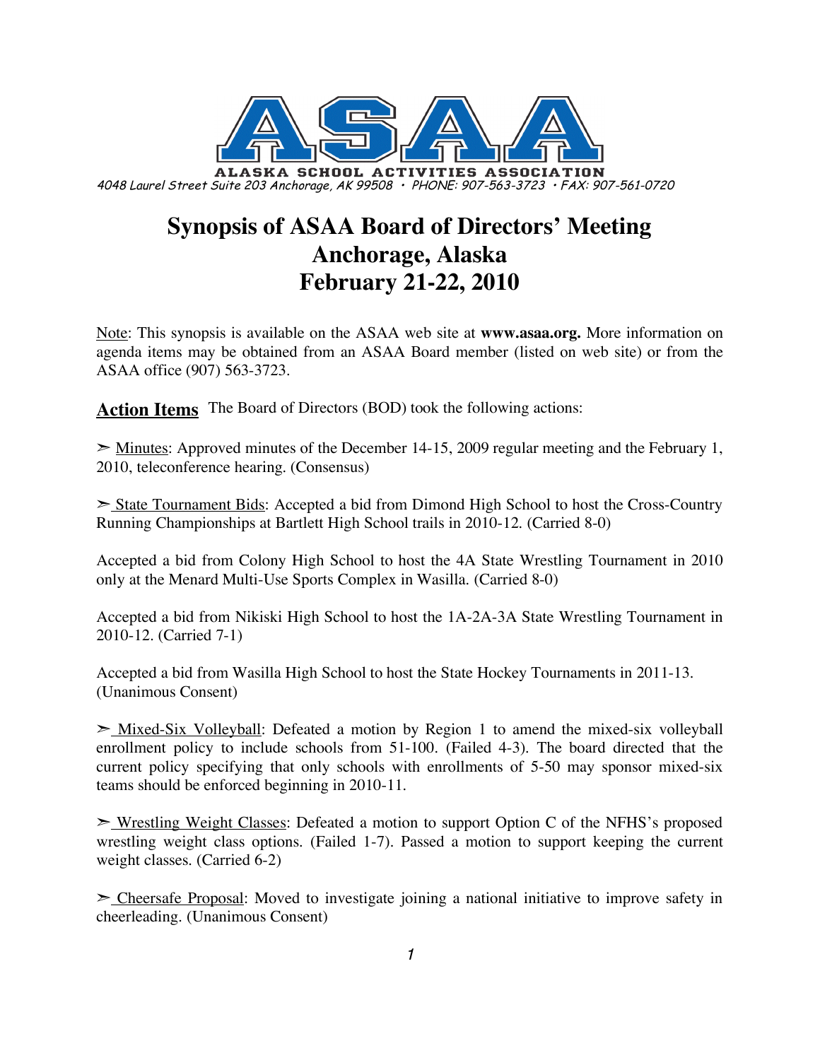# ASAA

ALASKA SCHOOL ACTIVITIES ASSOCIATION

*4048 Laurel Street Suite 203 Anchorage, AK 99508 • PHONE: 907-563-3723 • FAX: 907-561-0720*

# Synopsis of ASAA Board of Directors' Meeting Anchorage, Alaska February 21-22, 2010

Note: This synopsis is available on the ASAA web site at **www.asaa.org.** More information on agenda items may be obtained from an ASAA Board member (listed on web site) or from the ASAA office (907) 563-3723.

**Action Items** The Board of Directors (BOD) took the following actions:

➢ Minutes: Approved minutes of the December 14-15, 2009 regular meeting and the February 1, 2010, teleconference hearing. (Consensus)

➢ State Tournament Bids: Accepted a bid from Dimond High School to host the Cross-Country Running Championships at Bartlett High School trails in 2010-12. (Carried 8-0)

Accepted a bid from Colony High School to host the 4A State Wrestling Tournament in 2010 only at the Menard Multi-Use Sports Complex in Wasilla. (Carried 8-0)

Accepted a bid from Nikiski High School to host the 1A-2A-3A State Wrestling Tournament in 2010-12. (Carried 7-1)

Accepted a bid from Wasilla High School to host the State Hockey Tournaments in 2011-13. (Unanimous Consent)

➢ Mixed-Six Volleyball: Defeated a motion by Region 1 to amend the mixed-six volleyball enrollment policy to include schools from 51-100. (Failed 4-3). The board directed that the current policy specifying that only schools with enrollments of 5-50 may sponsor mixed-six teams should be enforced beginning in 2010-11.

➢ Wrestling Weight Classes: Defeated a motion to support Option C of the NFHS's proposed wrestling weight class options. (Failed 1-7). Passed a motion to support keeping the current weight classes. (Carried 6-2)

➢ Cheersafe Proposal: Moved to investigate joining a national initiative to improve safety in cheerleading. (Unanimous Consent)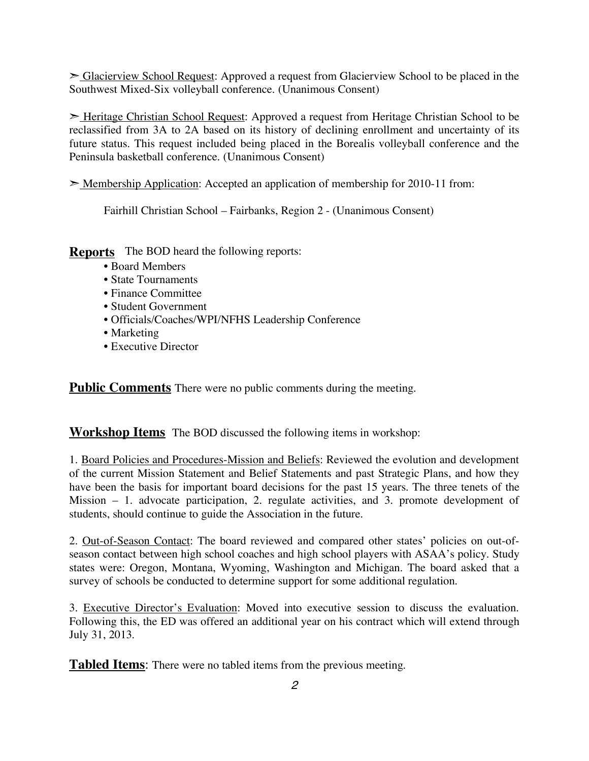➣ Glacierview School Request: Approved a request from Glacierview School to be placed in the Southwest Mixed-Six volleyball conference. (Unanimous Consent)

➣ Heritage Christian School Request: Approved a request from Heritage Christian School to be reclassified from 3A to 2A based on its history of declining enrollment and uncertainty of its future status. This request included being placed in the Borealis volleyball conference and the Peninsula basketball conference. (Unanimous Consent)

➣ Membership Application: Accepted an application of membership for 2010-11 from:

Fairhill Christian School – Fairbanks, Region 2 - (Unanimous Consent)

**Reports** The BOD heard the following reports:

- Board Members
- State Tournaments
- Finance Committee
- Student Government
- Officials/Coaches/WPI/NFHS Leadership Conference
- Marketing
- Executive Director

**Public Comments** There were no public comments during the meeting.

**Workshop Items** The BOD discussed the following items in workshop:

1. Board Policies and Procedures-Mission and Beliefs: Reviewed the evolution and development of the current Mission Statement and Belief Statements and past Strategic Plans, and how they have been the basis for important board decisions for the past 15 years. The three tenets of the Mission – 1. advocate participation, 2. regulate activities, and 3. promote development of students, should continue to guide the Association in the future.

2. Out-of-Season Contact: The board reviewed and compared other states' policies on out-of-season contact between high school coaches and high school players with ASAA's policy. Study states were: Oregon, Montana, Wyoming, Washington and Michigan. The board asked that a survey of schools be conducted to determine support for some additional regulation.

3. Executive Director's Evaluation: Moved into executive session to discuss the evaluation. Following this, the ED was offered an additional year on his contract which will extend through July 31, 2013.

**Tabled Items**: There were no tabled items from the previous meeting.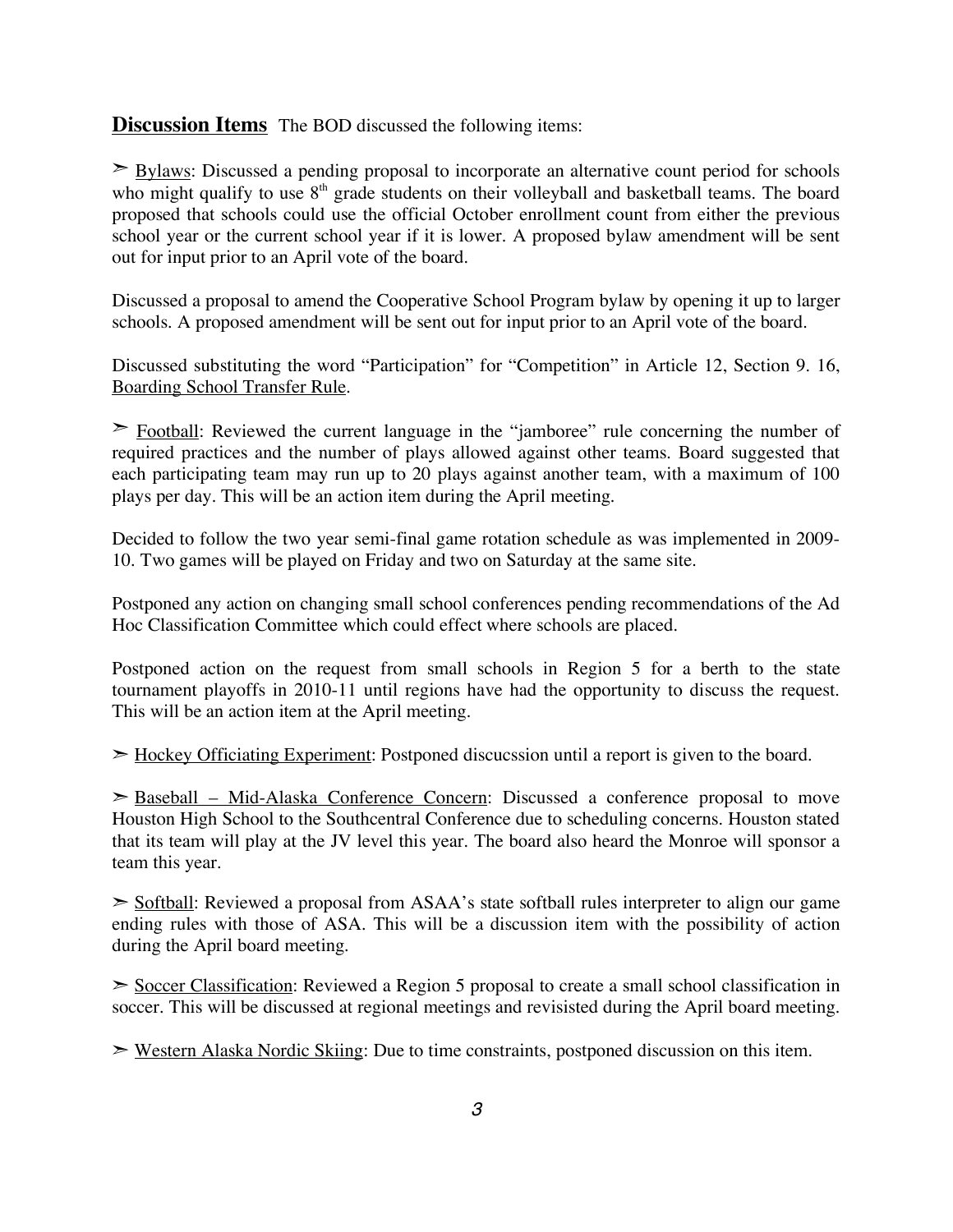**Discussion Items** The BOD discussed the following items:

➢ Bylaws: Discussed a pending proposal to incorporate an alternative count period for schools who might qualify to use 8th grade students on their volleyball and basketball teams. The board proposed that schools could use the official October enrollment count from either the previous school year or the current school year if it is lower. A proposed bylaw amendment will be sent out for input prior to an April vote of the board.

Discussed a proposal to amend the Cooperative School Program bylaw by opening it up to larger schools. A proposed amendment will be sent out for input prior to an April vote of the board.

Discussed substituting the word "Participation" for "Competition" in Article 12, Section 9. 16, Boarding School Transfer Rule.

➢ Football: Reviewed the current language in the "jamboree" rule concerning the number of required practices and the number of plays allowed against other teams. Board suggested that each participating team may run up to 20 plays against another team, with a maximum of 100 plays per day. This will be an action item during the April meeting.

Decided to follow the two year semi-final game rotation schedule as was implemented in 2009-10. Two games will be played on Friday and two on Saturday at the same site.

Postponed any action on changing small school conferences pending recommendations of the Ad Hoc Classification Committee which could effect where schools are placed.

Postponed action on the request from small schools in Region 5 for a berth to the state tournament playoffs in 2010-11 until regions have had the opportunity to discuss the request. This will be an action item at the April meeting.

➢ Hockey Officiating Experiment: Postponed discucssion until a report is given to the board.

➢ Baseball – Mid-Alaska Conference Concern: Discussed a conference proposal to move Houston High School to the Southcentral Conference due to scheduling concerns. Houston stated that its team will play at the JV level this year. The board also heard the Monroe will sponsor a team this year.

➢ Softball: Reviewed a proposal from ASAA's state softball rules interpreter to align our game ending rules with those of ASA. This will be a discussion item with the possibility of action during the April board meeting.

➢ Soccer Classification: Reviewed a Region 5 proposal to create a small school classification in soccer. This will be discussed at regional meetings and revisisted during the April board meeting.

➢ Western Alaska Nordic Skiing: Due to time constraints, postponed discussion on this item.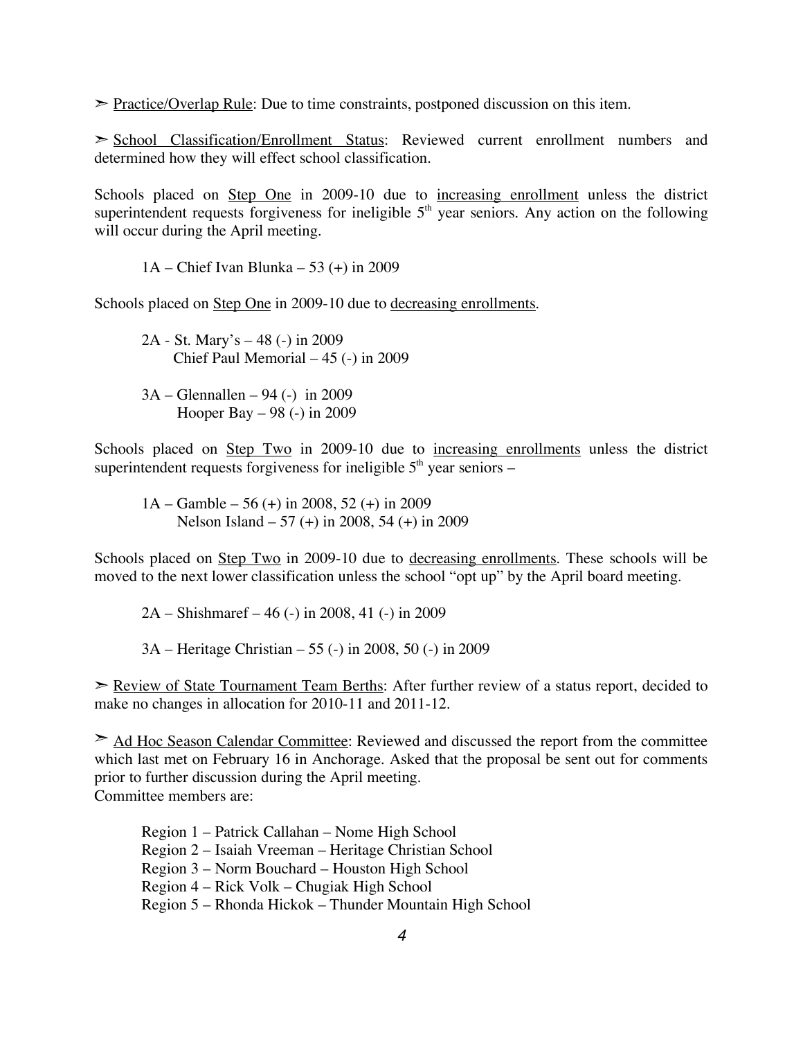➢ <u>Practice/Overlap Rule</u>: Due to time constraints, postponed discussion on this item.

➢ <u>School Classification/Enrollment Status</u>: Reviewed current enrollment numbers and determined how they will effect school classification.

Schools placed on <u>Step One</u> in 2009-10 due to <u>increasing enrollment</u> unless the district superintendent requests forgiveness for ineligible 5th year seniors. Any action on the following will occur during the April meeting.

1A – Chief Ivan Blunka – 53 (+) in 2009

Schools placed on <u>Step One</u> in 2009-10 due to <u>decreasing enrollments</u>.

2A - St. Mary's – 48 (-) in 2009
Chief Paul Memorial – 45 (-) in 2009

3A – Glennallen – 94 (-) in 2009
Hooper Bay – 98 (-) in 2009

Schools placed on <u>Step Two</u> in 2009-10 due to <u>increasing enrollments</u> unless the district superintendent requests forgiveness for ineligible 5th year seniors –

1A – Gamble – 56 (+) in 2008, 52 (+) in 2009
Nelson Island – 57 (+) in 2008, 54 (+) in 2009

Schools placed on <u>Step Two</u> in 2009-10 due to <u>decreasing enrollments</u>. These schools will be moved to the next lower classification unless the school "opt up" by the April board meeting.

2A – Shishmaref – 46 (-) in 2008, 41 (-) in 2009

3A – Heritage Christian – 55 (-) in 2008, 50 (-) in 2009

➢ <u>Review of State Tournament Team Berths</u>: After further review of a status report, decided to make no changes in allocation for 2010-11 and 2011-12.

➢ <u>Ad Hoc Season Calendar Committee</u>: Reviewed and discussed the report from the committee which last met on February 16 in Anchorage. Asked that the proposal be sent out for comments prior to further discussion during the April meeting.
Committee members are:

Region 1 – Patrick Callahan – Nome High School
Region 2 – Isaiah Vreeman – Heritage Christian School
Region 3 – Norm Bouchard – Houston High School
Region 4 – Rick Volk – Chugiak High School
Region 5 – Rhonda Hickok – Thunder Mountain High School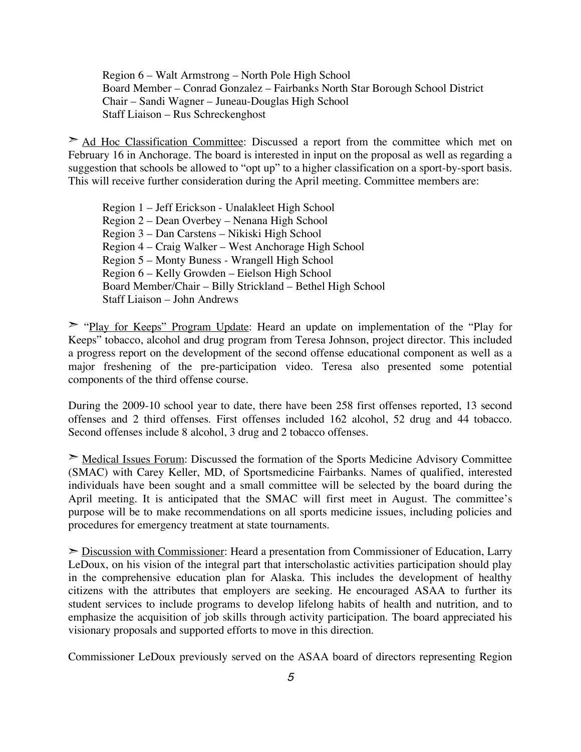Region 6 – Walt Armstrong – North Pole High School
Board Member – Conrad Gonzalez – Fairbanks North Star Borough School District
Chair – Sandi Wagner – Juneau-Douglas High School
Staff Liaison – Rus Schreckenghost

➢ <u>Ad Hoc Classification Committee</u>: Discussed a report from the committee which met on February 16 in Anchorage. The board is interested in input on the proposal as well as regarding a suggestion that schools be allowed to "opt up" to a higher classification on a sport-by-sport basis. This will receive further consideration during the April meeting. Committee members are:

Region 1 – Jeff Erickson - Unalakleet High School
Region 2 – Dean Overbey – Nenana High School
Region 3 – Dan Carstens – Nikiski High School
Region 4 – Craig Walker – West Anchorage High School
Region 5 – Monty Buness - Wrangell High School
Region 6 – Kelly Growden – Eielson High School
Board Member/Chair – Billy Strickland – Bethel High School
Staff Liaison – John Andrews

➢ "<u>Play for Keeps" Program Update</u>: Heard an update on implementation of the "Play for Keeps" tobacco, alcohol and drug program from Teresa Johnson, project director. This included a progress report on the development of the second offense educational component as well as a major freshening of the pre-participation video. Teresa also presented some potential components of the third offense course.

During the 2009-10 school year to date, there have been 258 first offenses reported, 13 second offenses and 2 third offenses. First offenses included 162 alcohol, 52 drug and 44 tobacco. Second offenses include 8 alcohol, 3 drug and 2 tobacco offenses.

➢ <u>Medical Issues Forum</u>: Discussed the formation of the Sports Medicine Advisory Committee (SMAC) with Carey Keller, MD, of Sportsmedicine Fairbanks. Names of qualified, interested individuals have been sought and a small committee will be selected by the board during the April meeting. It is anticipated that the SMAC will first meet in August. The committee's purpose will be to make recommendations on all sports medicine issues, including policies and procedures for emergency treatment at state tournaments.

➢ <u>Discussion with Commissioner</u>: Heard a presentation from Commissioner of Education, Larry LeDoux, on his vision of the integral part that interscholastic activities participation should play in the comprehensive education plan for Alaska. This includes the development of healthy citizens with the attributes that employers are seeking. He encouraged ASAA to further its student services to include programs to develop lifelong habits of health and nutrition, and to emphasize the acquisition of job skills through activity participation. The board appreciated his visionary proposals and supported efforts to move in this direction.

Commissioner LeDoux previously served on the ASAA board of directors representing Region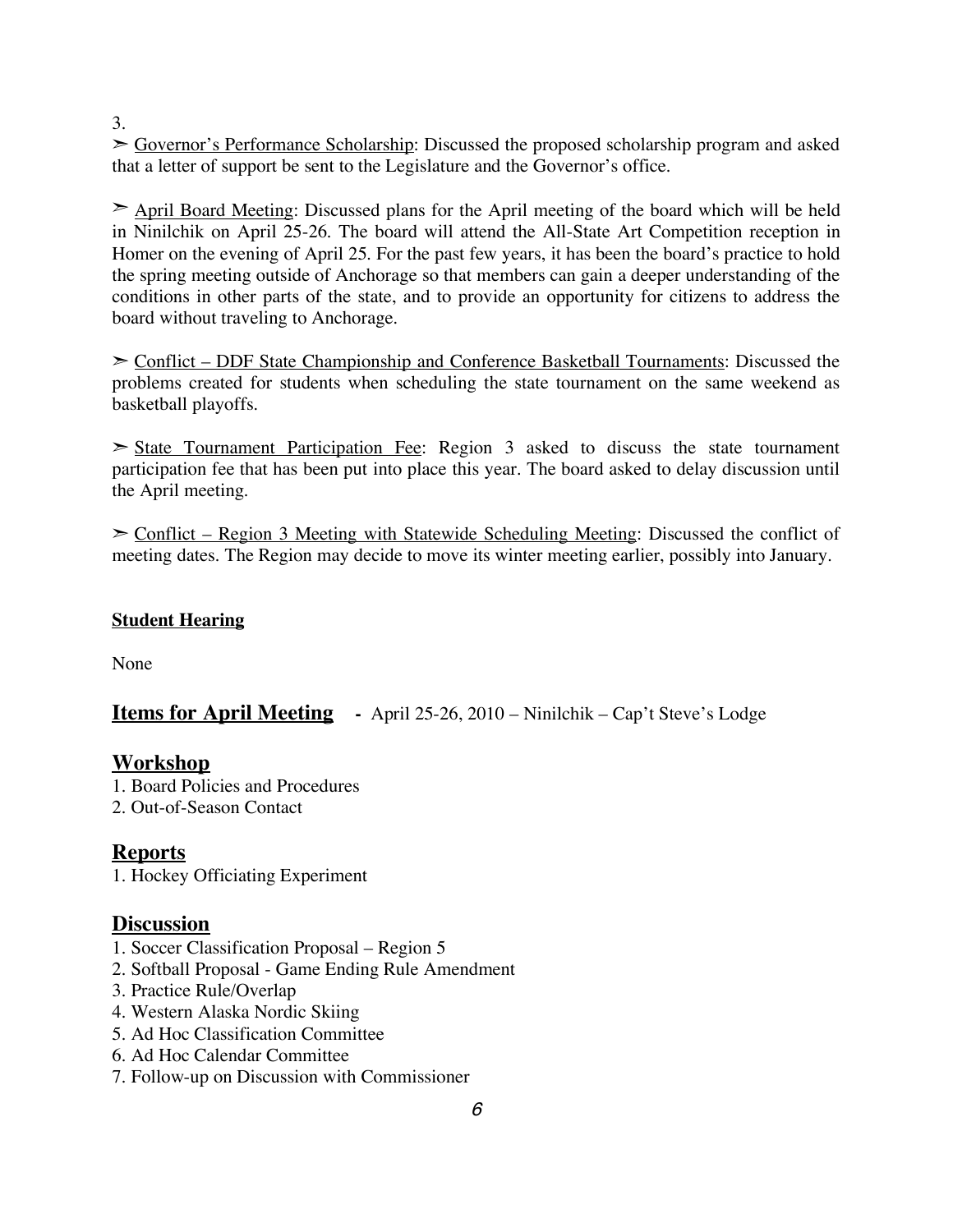3.

➢ <u>Governor's Performance Scholarship</u>: Discussed the proposed scholarship program and asked that a letter of support be sent to the Legislature and the Governor's office.

➢ <u>April Board Meeting</u>: Discussed plans for the April meeting of the board which will be held in Ninilchik on April 25-26. The board will attend the All-State Art Competition reception in Homer on the evening of April 25. For the past few years, it has been the board's practice to hold the spring meeting outside of Anchorage so that members can gain a deeper understanding of the conditions in other parts of the state, and to provide an opportunity for citizens to address the board without traveling to Anchorage.

➢ <u>Conflict – DDF State Championship and Conference Basketball Tournaments</u>: Discussed the problems created for students when scheduling the state tournament on the same weekend as basketball playoffs.

➢ <u>State Tournament Participation Fee</u>: Region 3 asked to discuss the state tournament participation fee that has been put into place this year. The board asked to delay discussion until the April meeting.

➢ <u>Conflict – Region 3 Meeting with Statewide Scheduling Meeting</u>: Discussed the conflict of meeting dates. The Region may decide to move its winter meeting earlier, possibly into January.

**<u>Student Hearing</u>**

None

## <u>Items for April Meeting</u> - April 25-26, 2010 – Ninilchik – Cap't Steve's Lodge

## <u>Workshop</u>

1. Board Policies and Procedures
2. Out-of-Season Contact

## <u>Reports</u>

1. Hockey Officiating Experiment

## <u>Discussion</u>

1. Soccer Classification Proposal – Region 5
2. Softball Proposal - Game Ending Rule Amendment
3. Practice Rule/Overlap
4. Western Alaska Nordic Skiing
5. Ad Hoc Classification Committee
6. Ad Hoc Calendar Committee
7. Follow-up on Discussion with Commissioner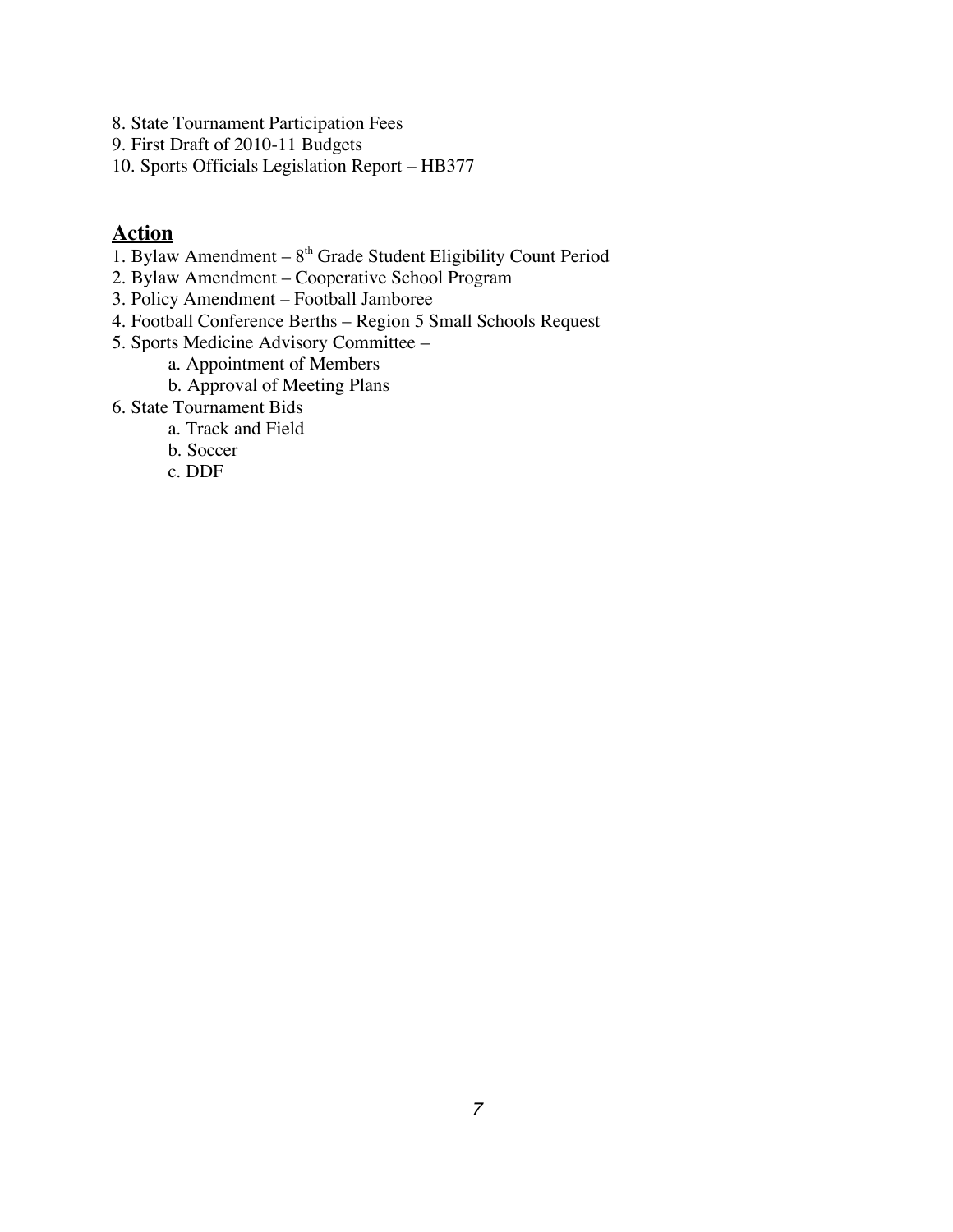8. State Tournament Participation Fees
9. First Draft of 2010-11 Budgets
10. Sports Officials Legislation Report – HB377

## **Action**

1. Bylaw Amendment – 8th Grade Student Eligibility Count Period
2. Bylaw Amendment – Cooperative School Program
3. Policy Amendment – Football Jamboree
4. Football Conference Berths – Region 5 Small Schools Request
5. Sports Medicine Advisory Committee –
    a. Appointment of Members
    b. Approval of Meeting Plans
6. State Tournament Bids
    a. Track and Field
    b. Soccer
    c. DDF